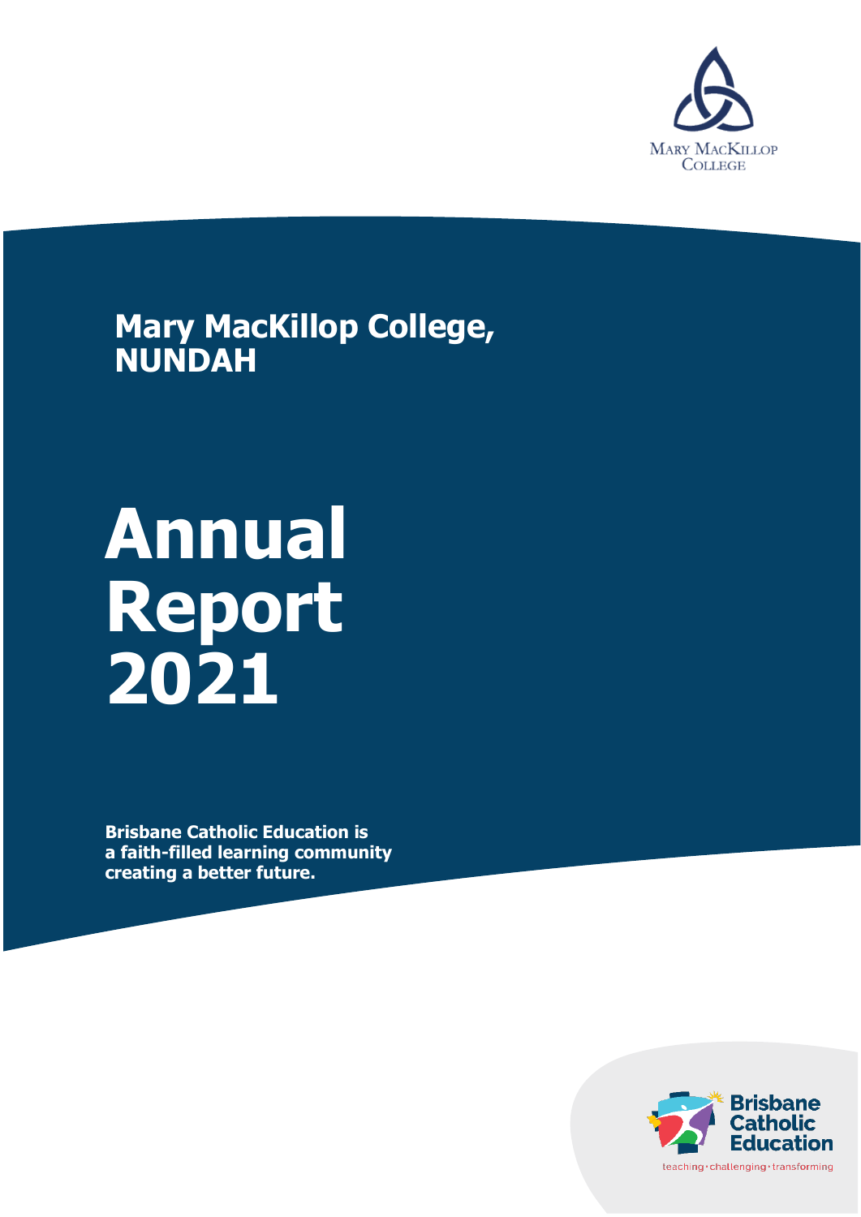Mary MacKillop College

# Mary MacKillop College, NUNDAH

# Annual Report 2021

**Brisbane Catholic Education is a faith-filled learning community creating a better future.**

Brisbane Catholic Education

teaching · challenging · transforming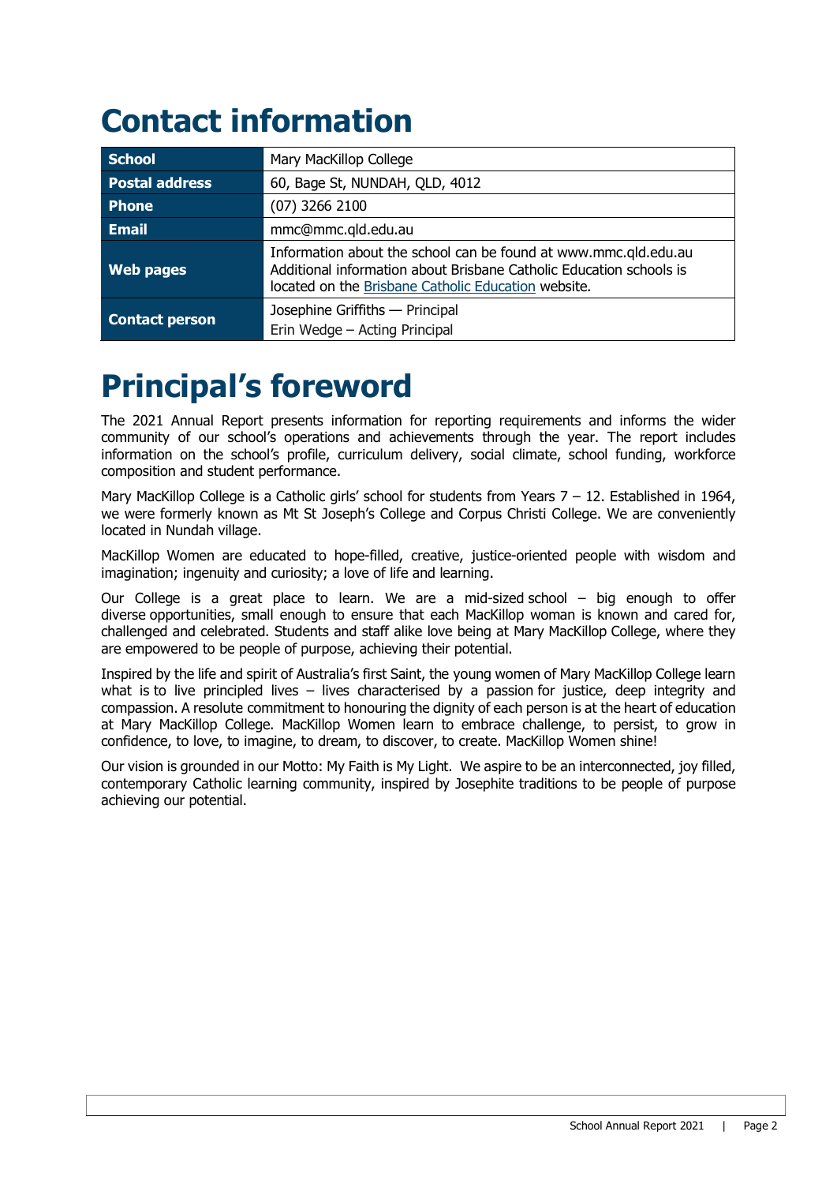# Contact information

| | |
|---|---|
| **School** | Mary MacKillop College |
| **Postal address** | 60, Bage St, NUNDAH, QLD, 4012 |
| **Phone** | (07) 3266 2100 |
| **Email** | mmc@mmc.qld.edu.au |
| **Web pages** | Information about the school can be found at www.mmc.qld.edu.au Additional information about Brisbane Catholic Education schools is located on the Brisbane Catholic Education website. |
| **Contact person** | Josephine Griffiths — Principal<br>Erin Wedge – Acting Principal |

# Principal's foreword

The 2021 Annual Report presents information for reporting requirements and informs the wider community of our school's operations and achievements through the year. The report includes information on the school's profile, curriculum delivery, social climate, school funding, workforce composition and student performance.

Mary MacKillop College is a Catholic girls' school for students from Years 7 – 12. Established in 1964, we were formerly known as Mt St Joseph's College and Corpus Christi College. We are conveniently located in Nundah village.

MacKillop Women are educated to hope-filled, creative, justice-oriented people with wisdom and imagination; ingenuity and curiosity; a love of life and learning.

Our College is a great place to learn. We are a mid-sized school – big enough to offer diverse opportunities, small enough to ensure that each MacKillop woman is known and cared for, challenged and celebrated. Students and staff alike love being at Mary MacKillop College, where they are empowered to be people of purpose, achieving their potential.

Inspired by the life and spirit of Australia's first Saint, the young women of Mary MacKillop College learn what is to live principled lives – lives characterised by a passion for justice, deep integrity and compassion. A resolute commitment to honouring the dignity of each person is at the heart of education at Mary MacKillop College. MacKillop Women learn to embrace challenge, to persist, to grow in confidence, to love, to imagine, to dream, to discover, to create. MacKillop Women shine!

Our vision is grounded in our Motto: My Faith is My Light. We aspire to be an interconnected, joy filled, contemporary Catholic learning community, inspired by Josephite traditions to be people of purpose achieving our potential.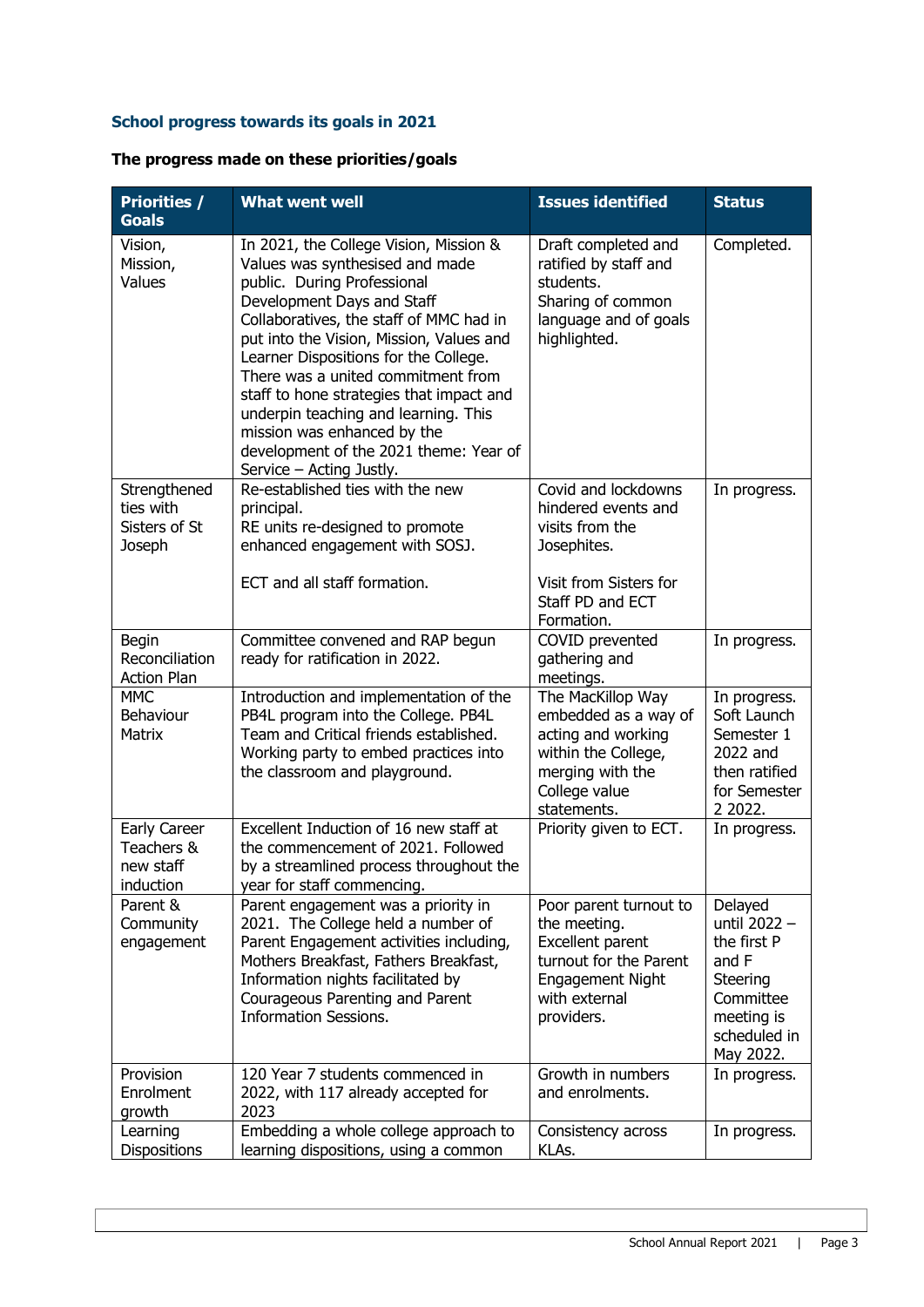### School progress towards its goals in 2021

#### The progress made on these priorities/goals

| Priorities / Goals | What went well | Issues identified | Status |
|---|---|---|---|
| Vision, Mission, Values | In 2021, the College Vision, Mission & Values was synthesised and made public. During Professional Development Days and Staff Collaboratives, the staff of MMC had in put into the Vision, Mission, Values and Learner Dispositions for the College. There was a united commitment from staff to hone strategies that impact and underpin teaching and learning. This mission was enhanced by the development of the 2021 theme: Year of Service – Acting Justly. | Draft completed and ratified by staff and students. Sharing of common language and of goals highlighted. | Completed. |
| Strengthened ties with Sisters of St Joseph | Re-established ties with the new principal. RE units re-designed to promote enhanced engagement with SOSJ. ECT and all staff formation. | Covid and lockdowns hindered events and visits from the Josephites. Visit from Sisters for Staff PD and ECT Formation. | In progress. |
| Begin Reconciliation Action Plan | Committee convened and RAP begun ready for ratification in 2022. | COVID prevented gathering and meetings. | In progress. |
| MMC Behaviour Matrix | Introduction and implementation of the PB4L program into the College. PB4L Team and Critical friends established. Working party to embed practices into the classroom and playground. | The MacKillop Way embedded as a way of acting and working within the College, merging with the College value statements. | In progress. Soft Launch Semester 1 2022 and then ratified for Semester 2 2022. |
| Early Career Teachers & new staff induction | Excellent Induction of 16 new staff at the commencement of 2021. Followed by a streamlined process throughout the year for staff commencing. | Priority given to ECT. | In progress. |
| Parent & Community engagement | Parent engagement was a priority in 2021. The College held a number of Parent Engagement activities including, Mothers Breakfast, Fathers Breakfast, Information nights facilitated by Courageous Parenting and Parent Information Sessions. | Poor parent turnout to the meeting. Excellent parent turnout for the Parent Engagement Night with external providers. | Delayed until 2022 – the first P and F Steering Committee meeting is scheduled in May 2022. |
| Provision Enrolment growth | 120 Year 7 students commenced in 2022, with 117 already accepted for 2023 | Growth in numbers and enrolments. | In progress. |
| Learning Dispositions | Embedding a whole college approach to learning dispositions, using a common | Consistency across KLAs. | In progress. |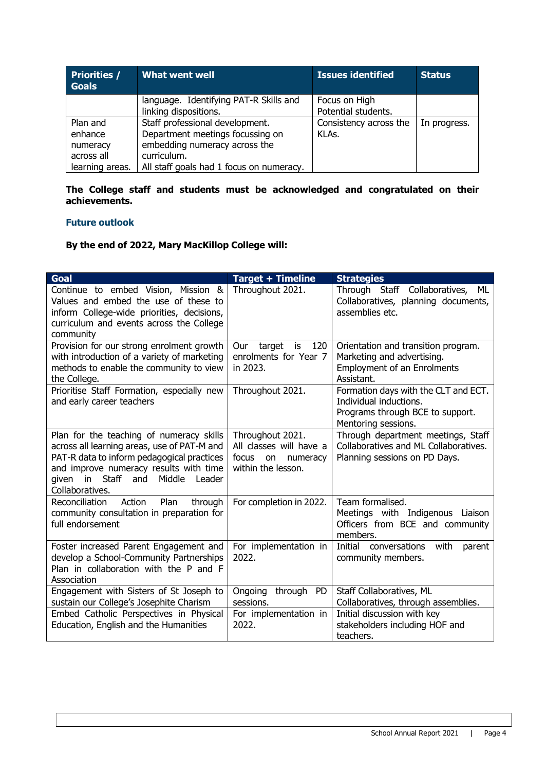| Priorities / Goals | What went well | Issues identified | Status |
|---|---|---|---|
| | language. Identifying PAT-R Skills and linking dispositions. | Focus on High Potential students. | |
| Plan and enhance numeracy across all learning areas. | Staff professional development. Department meetings focussing on embedding numeracy across the curriculum. All staff goals had 1 focus on numeracy. | Consistency across the KLAs. | In progress. |

**The College staff and students must be acknowledged and congratulated on their achievements.**

### Future outlook

**By the end of 2022, Mary MacKillop College will:**

| Goal | Target + Timeline | Strategies |
|---|---|---|
| Continue to embed Vision, Mission & Values and embed the use of these to inform College-wide priorities, decisions, curriculum and events across the College community | Throughout 2021. | Through Staff Collaboratives, ML Collaboratives, planning documents, assemblies etc. |
| Provision for our strong enrolment growth with introduction of a variety of marketing methods to enable the community to view the College. | Our target is 120 enrolments for Year 7 in 2023. | Orientation and transition program. Marketing and advertising. Employment of an Enrolments Assistant. |
| Prioritise Staff Formation, especially new and early career teachers | Throughout 2021. | Formation days with the CLT and ECT. Individual inductions. Programs through BCE to support. Mentoring sessions. |
| Plan for the teaching of numeracy skills across all learning areas, use of PAT-M and PAT-R data to inform pedagogical practices and improve numeracy results with time given in Staff and Middle Leader Collaboratives. | Throughout 2021. All classes will have a focus on numeracy within the lesson. | Through department meetings, Staff Collaboratives and ML Collaboratives. Planning sessions on PD Days. |
| Reconciliation Action Plan through community consultation in preparation for full endorsement | For completion in 2022. | Team formalised. Meetings with Indigenous Liaison Officers from BCE and community members. |
| Foster increased Parent Engagement and develop a School-Community Partnerships Plan in collaboration with the P and F Association | For implementation in 2022. | Initial conversations with parent community members. |
| Engagement with Sisters of St Joseph to sustain our College's Josephite Charism | Ongoing through PD sessions. | Staff Collaboratives, ML Collaboratives, through assemblies. |
| Embed Catholic Perspectives in Physical Education, English and the Humanities | For implementation in 2022. | Initial discussion with key stakeholders including HOF and teachers. |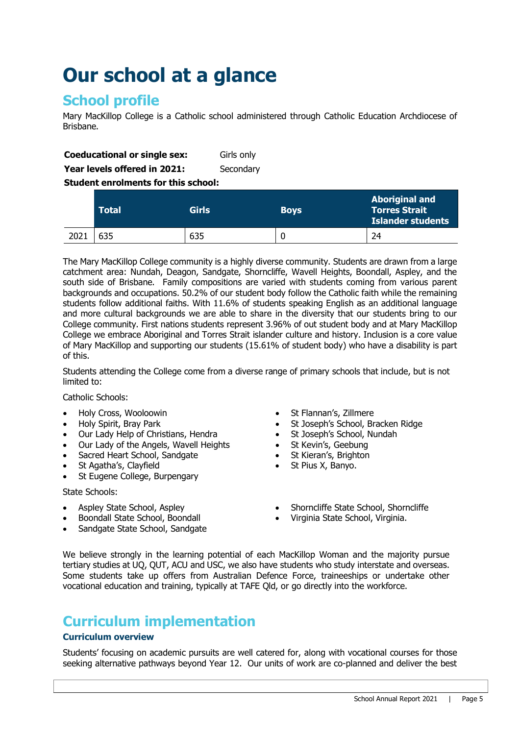# Our school at a glance

## School profile

Mary MacKillop College is a Catholic school administered through Catholic Education Archdiocese of Brisbane.

**Coeducational or single sex:** Girls only

**Year levels offered in 2021:** Secondary

**Student enrolments for this school:**

| | Total | Girls | Boys | Aboriginal and Torres Strait Islander students |
|---|---|---|---|---|
| 2021 | 635 | 635 | 0 | 24 |

The Mary MacKillop College community is a highly diverse community. Students are drawn from a large catchment area: Nundah, Deagon, Sandgate, Shorncliffe, Wavell Heights, Boondall, Aspley, and the south side of Brisbane. Family compositions are varied with students coming from various parent backgrounds and occupations. 50.2% of our student body follow the Catholic faith while the remaining students follow additional faiths. With 11.6% of students speaking English as an additional language and more cultural backgrounds we are able to share in the diversity that our students bring to our College community. First nations students represent 3.96% of out student body and at Mary MacKillop College we embrace Aboriginal and Torres Strait islander culture and history. Inclusion is a core value of Mary MacKillop and supporting our students (15.61% of student body) who have a disability is part of this.

Students attending the College come from a diverse range of primary schools that include, but is not limited to:

Catholic Schools:

- Holy Cross, Wooloowin
- Holy Spirit, Bray Park
- Our Lady Help of Christians, Hendra
- Our Lady of the Angels, Wavell Heights
- Sacred Heart School, Sandgate
- St Agatha's, Clayfield
- St Eugene College, Burpengary
- St Flannan's, Zillmere
- St Joseph's School, Bracken Ridge
- St Joseph's School, Nundah
- St Kevin's, Geebung
- St Kieran's, Brighton
- St Pius X, Banyo.

State Schools:

- Aspley State School, Aspley
- Boondall State School, Boondall
- Sandgate State School, Sandgate
- Shorncliffe State School, Shorncliffe
- Virginia State School, Virginia.

We believe strongly in the learning potential of each MacKillop Woman and the majority pursue tertiary studies at UQ, QUT, ACU and USC, we also have students who study interstate and overseas. Some students take up offers from Australian Defence Force, traineeships or undertake other vocational education and training, typically at TAFE Qld, or go directly into the workforce.

## Curriculum implementation

### Curriculum overview

Students' focusing on academic pursuits are well catered for, along with vocational courses for those seeking alternative pathways beyond Year 12. Our units of work are co-planned and deliver the best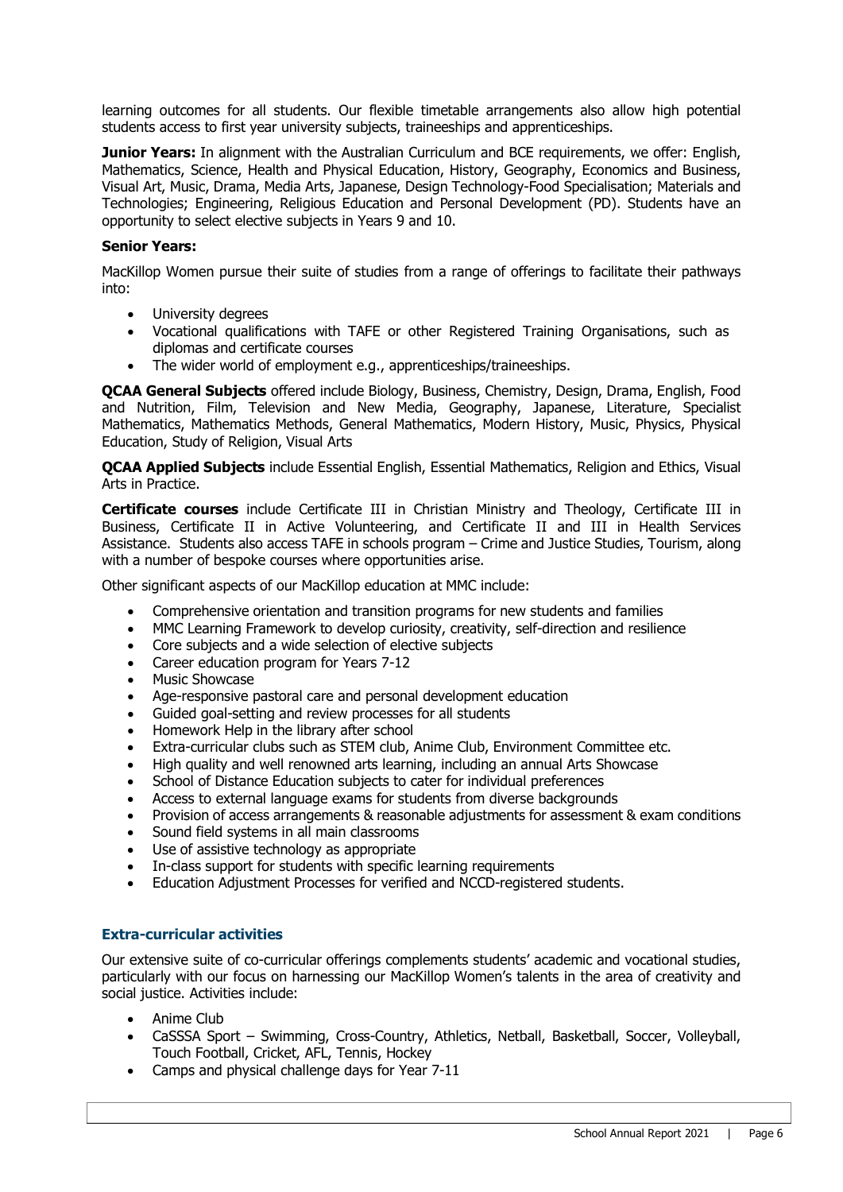learning outcomes for all students. Our flexible timetable arrangements also allow high potential students access to first year university subjects, traineeships and apprenticeships.

**Junior Years:** In alignment with the Australian Curriculum and BCE requirements, we offer: English, Mathematics, Science, Health and Physical Education, History, Geography, Economics and Business, Visual Art, Music, Drama, Media Arts, Japanese, Design Technology-Food Specialisation; Materials and Technologies; Engineering, Religious Education and Personal Development (PD). Students have an opportunity to select elective subjects in Years 9 and 10.

**Senior Years:**

MacKillop Women pursue their suite of studies from a range of offerings to facilitate their pathways into:

- University degrees
- Vocational qualifications with TAFE or other Registered Training Organisations, such as diplomas and certificate courses
- The wider world of employment e.g., apprenticeships/traineeships.

**QCAA General Subjects** offered include Biology, Business, Chemistry, Design, Drama, English, Food and Nutrition, Film, Television and New Media, Geography, Japanese, Literature, Specialist Mathematics, Mathematics Methods, General Mathematics, Modern History, Music, Physics, Physical Education, Study of Religion, Visual Arts

**QCAA Applied Subjects** include Essential English, Essential Mathematics, Religion and Ethics, Visual Arts in Practice.

**Certificate courses** include Certificate III in Christian Ministry and Theology, Certificate III in Business, Certificate II in Active Volunteering, and Certificate II and III in Health Services Assistance. Students also access TAFE in schools program – Crime and Justice Studies, Tourism, along with a number of bespoke courses where opportunities arise.

Other significant aspects of our MacKillop education at MMC include:

- Comprehensive orientation and transition programs for new students and families
- MMC Learning Framework to develop curiosity, creativity, self-direction and resilience
- Core subjects and a wide selection of elective subjects
- Career education program for Years 7-12
- Music Showcase
- Age-responsive pastoral care and personal development education
- Guided goal-setting and review processes for all students
- Homework Help in the library after school
- Extra-curricular clubs such as STEM club, Anime Club, Environment Committee etc.
- High quality and well renowned arts learning, including an annual Arts Showcase
- School of Distance Education subjects to cater for individual preferences
- Access to external language exams for students from diverse backgrounds
- Provision of access arrangements & reasonable adjustments for assessment & exam conditions
- Sound field systems in all main classrooms
- Use of assistive technology as appropriate
- In-class support for students with specific learning requirements
- Education Adjustment Processes for verified and NCCD-registered students.

### Extra-curricular activities

Our extensive suite of co-curricular offerings complements students' academic and vocational studies, particularly with our focus on harnessing our MacKillop Women's talents in the area of creativity and social justice. Activities include:

- Anime Club
- CaSSSA Sport – Swimming, Cross-Country, Athletics, Netball, Basketball, Soccer, Volleyball, Touch Football, Cricket, AFL, Tennis, Hockey
- Camps and physical challenge days for Year 7-11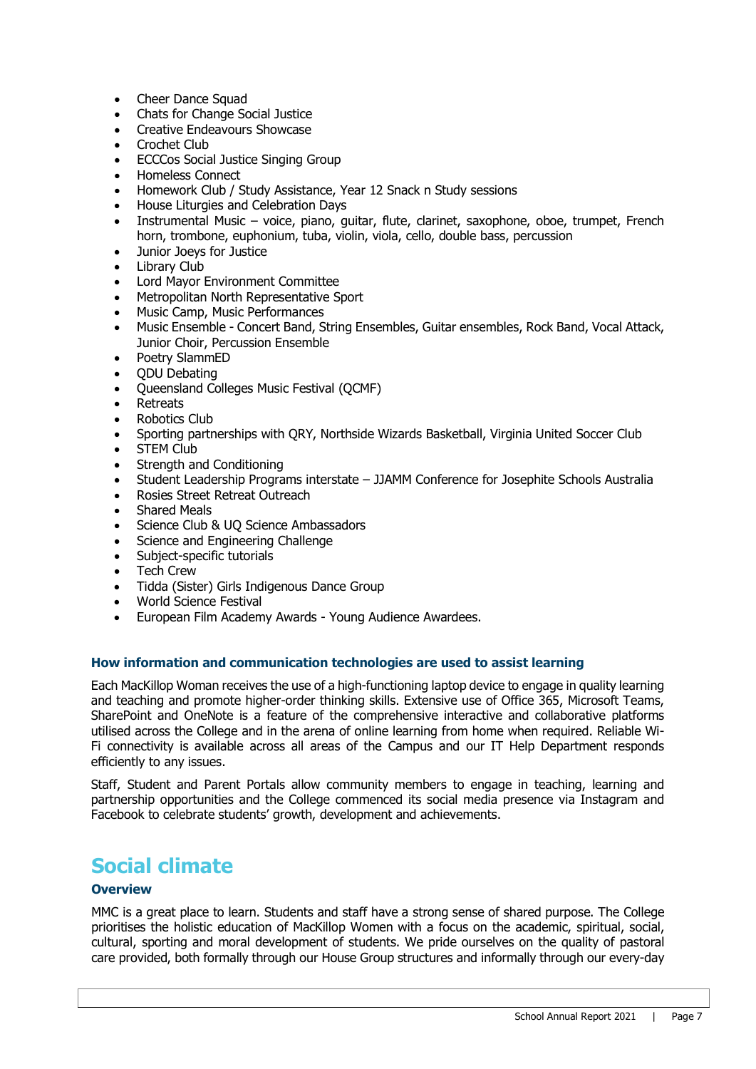- Cheer Dance Squad
- Chats for Change Social Justice
- Creative Endeavours Showcase
- Crochet Club
- ECCCos Social Justice Singing Group
- Homeless Connect
- Homework Club / Study Assistance, Year 12 Snack n Study sessions
- House Liturgies and Celebration Days
- Instrumental Music – voice, piano, guitar, flute, clarinet, saxophone, oboe, trumpet, French horn, trombone, euphonium, tuba, violin, viola, cello, double bass, percussion
- Junior Joeys for Justice
- Library Club
- Lord Mayor Environment Committee
- Metropolitan North Representative Sport
- Music Camp, Music Performances
- Music Ensemble - Concert Band, String Ensembles, Guitar ensembles, Rock Band, Vocal Attack, Junior Choir, Percussion Ensemble
- Poetry SlammED
- QDU Debating
- Queensland Colleges Music Festival (QCMF)
- Retreats
- Robotics Club
- Sporting partnerships with QRY, Northside Wizards Basketball, Virginia United Soccer Club
- STEM Club
- Strength and Conditioning
- Student Leadership Programs interstate – JJAMM Conference for Josephite Schools Australia
- Rosies Street Retreat Outreach
- Shared Meals
- Science Club & UQ Science Ambassadors
- Science and Engineering Challenge
- Subject-specific tutorials
- Tech Crew
- Tidda (Sister) Girls Indigenous Dance Group
- World Science Festival
- European Film Academy Awards - Young Audience Awardees.

### How information and communication technologies are used to assist learning

Each MacKillop Woman receives the use of a high-functioning laptop device to engage in quality learning and teaching and promote higher-order thinking skills. Extensive use of Office 365, Microsoft Teams, SharePoint and OneNote is a feature of the comprehensive interactive and collaborative platforms utilised across the College and in the arena of online learning from home when required. Reliable Wi-Fi connectivity is available across all areas of the Campus and our IT Help Department responds efficiently to any issues.

Staff, Student and Parent Portals allow community members to engage in teaching, learning and partnership opportunities and the College commenced its social media presence via Instagram and Facebook to celebrate students' growth, development and achievements.

## Social climate

### Overview

MMC is a great place to learn. Students and staff have a strong sense of shared purpose. The College prioritises the holistic education of MacKillop Women with a focus on the academic, spiritual, social, cultural, sporting and moral development of students. We pride ourselves on the quality of pastoral care provided, both formally through our House Group structures and informally through our every-day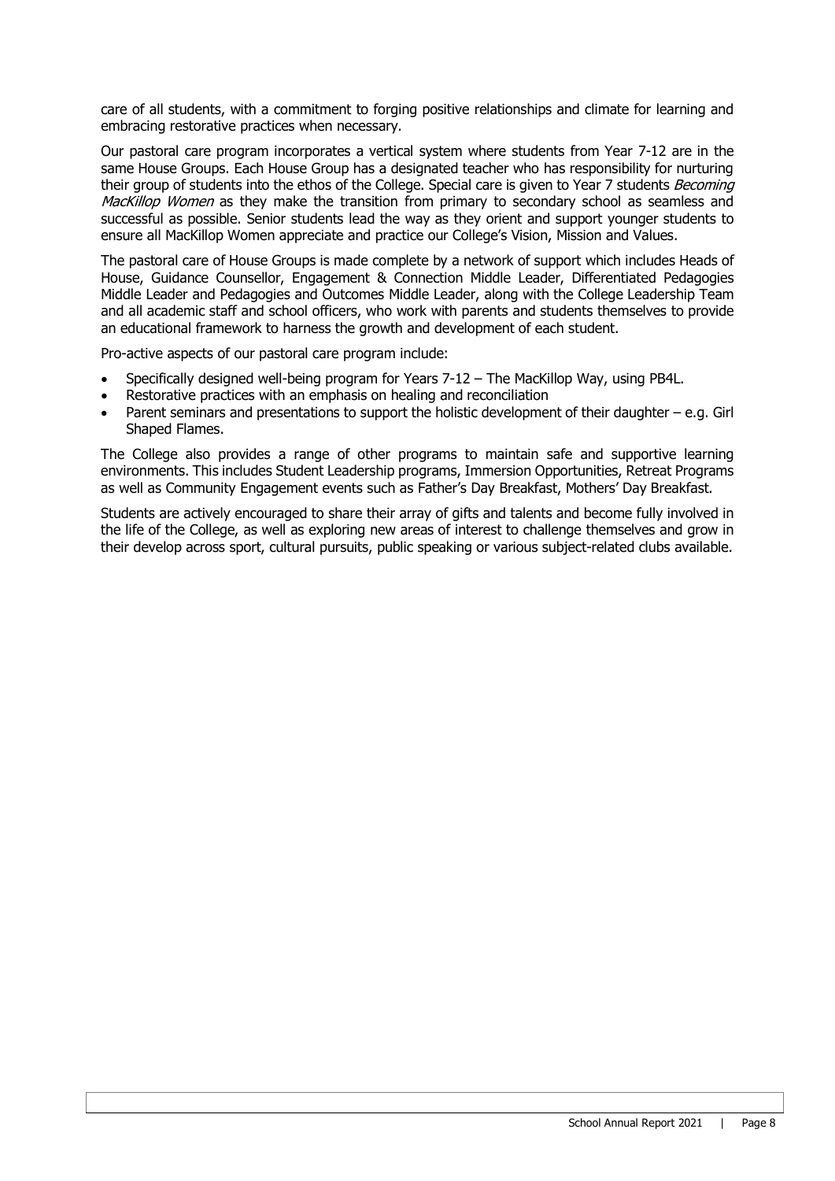care of all students, with a commitment to forging positive relationships and climate for learning and embracing restorative practices when necessary.

Our pastoral care program incorporates a vertical system where students from Year 7-12 are in the same House Groups. Each House Group has a designated teacher who has responsibility for nurturing their group of students into the ethos of the College. Special care is given to Year 7 students *Becoming MacKillop Women* as they make the transition from primary to secondary school as seamless and successful as possible. Senior students lead the way as they orient and support younger students to ensure all MacKillop Women appreciate and practice our College's Vision, Mission and Values.

The pastoral care of House Groups is made complete by a network of support which includes Heads of House, Guidance Counsellor, Engagement & Connection Middle Leader, Differentiated Pedagogies Middle Leader and Pedagogies and Outcomes Middle Leader, along with the College Leadership Team and all academic staff and school officers, who work with parents and students themselves to provide an educational framework to harness the growth and development of each student.

Pro-active aspects of our pastoral care program include:

- Specifically designed well-being program for Years 7-12 – The MacKillop Way, using PB4L.
- Restorative practices with an emphasis on healing and reconciliation
- Parent seminars and presentations to support the holistic development of their daughter – e.g. Girl Shaped Flames.

The College also provides a range of other programs to maintain safe and supportive learning environments. This includes Student Leadership programs, Immersion Opportunities, Retreat Programs as well as Community Engagement events such as Father's Day Breakfast, Mothers' Day Breakfast.

Students are actively encouraged to share their array of gifts and talents and become fully involved in the life of the College, as well as exploring new areas of interest to challenge themselves and grow in their develop across sport, cultural pursuits, public speaking or various subject-related clubs available.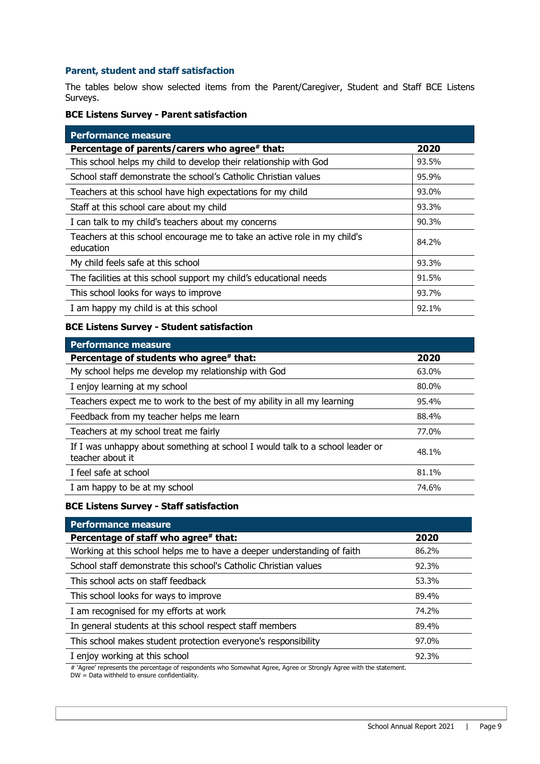### Parent, student and staff satisfaction

The tables below show selected items from the Parent/Caregiver, Student and Staff BCE Listens Surveys.

**BCE Listens Survey - Parent satisfaction**

| Performance measure | |
|---|---|
| **Percentage of parents/carers who agree# that:** | **2020** |
| This school helps my child to develop their relationship with God | 93.5% |
| School staff demonstrate the school's Catholic Christian values | 95.9% |
| Teachers at this school have high expectations for my child | 93.0% |
| Staff at this school care about my child | 93.3% |
| I can talk to my child's teachers about my concerns | 90.3% |
| Teachers at this school encourage me to take an active role in my child's education | 84.2% |
| My child feels safe at this school | 93.3% |
| The facilities at this school support my child's educational needs | 91.5% |
| This school looks for ways to improve | 93.7% |
| I am happy my child is at this school | 92.1% |

**BCE Listens Survey - Student satisfaction**

| Performance measure | |
|---|---|
| **Percentage of students who agree# that:** | **2020** |
| My school helps me develop my relationship with God | 63.0% |
| I enjoy learning at my school | 80.0% |
| Teachers expect me to work to the best of my ability in all my learning | 95.4% |
| Feedback from my teacher helps me learn | 88.4% |
| Teachers at my school treat me fairly | 77.0% |
| If I was unhappy about something at school I would talk to a school leader or teacher about it | 48.1% |
| I feel safe at school | 81.1% |
| I am happy to be at my school | 74.6% |

**BCE Listens Survey - Staff satisfaction**

| Performance measure | |
|---|---|
| **Percentage of staff who agree# that:** | **2020** |
| Working at this school helps me to have a deeper understanding of faith | 86.2% |
| School staff demonstrate this school's Catholic Christian values | 92.3% |
| This school acts on staff feedback | 53.3% |
| This school looks for ways to improve | 89.4% |
| I am recognised for my efforts at work | 74.2% |
| In general students at this school respect staff members | 89.4% |
| This school makes student protection everyone's responsibility | 97.0% |
| I enjoy working at this school | 92.3% |

# 'Agree' represents the percentage of respondents who Somewhat Agree, Agree or Strongly Agree with the statement.
DW = Data withheld to ensure confidentiality.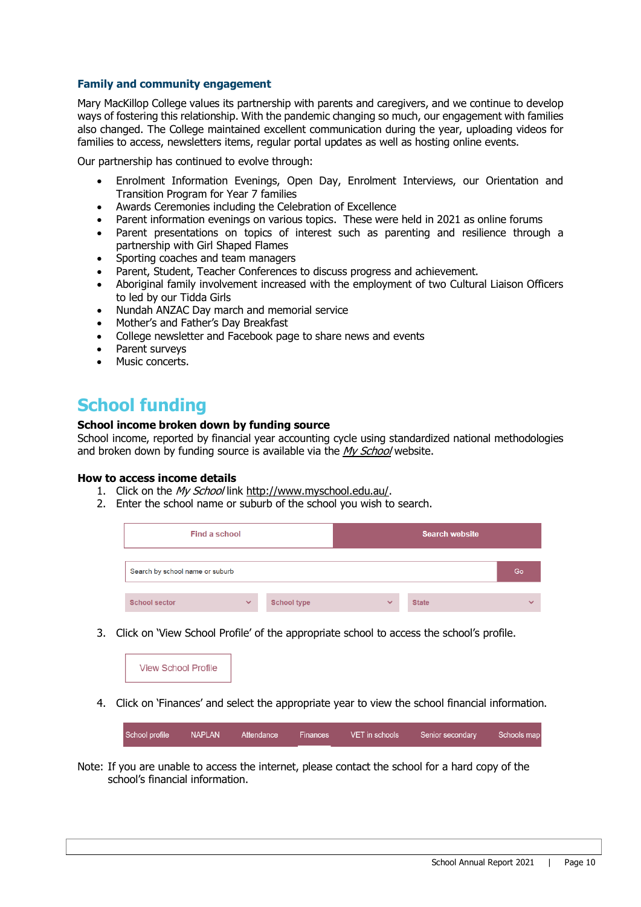### Family and community engagement

Mary MacKillop College values its partnership with parents and caregivers, and we continue to develop ways of fostering this relationship. With the pandemic changing so much, our engagement with families also changed. The College maintained excellent communication during the year, uploading videos for families to access, newsletters items, regular portal updates as well as hosting online events.

Our partnership has continued to evolve through:

- Enrolment Information Evenings, Open Day, Enrolment Interviews, our Orientation and Transition Program for Year 7 families
- Awards Ceremonies including the Celebration of Excellence
- Parent information evenings on various topics. These were held in 2021 as online forums
- Parent presentations on topics of interest such as parenting and resilience through a partnership with Girl Shaped Flames
- Sporting coaches and team managers
- Parent, Student, Teacher Conferences to discuss progress and achievement.
- Aboriginal family involvement increased with the employment of two Cultural Liaison Officers to led by our Tidda Girls
- Nundah ANZAC Day march and memorial service
- Mother's and Father's Day Breakfast
- College newsletter and Facebook page to share news and events
- Parent surveys
- Music concerts.

## School funding

**School income broken down by funding source**

School income, reported by financial year accounting cycle using standardized national methodologies and broken down by funding source is available via the *My School* website.

**How to access income details**

1. Click on the *My School* link http://www.myschool.edu.au/.
2. Enter the school name or suburb of the school you wish to search.

Find a school | Search website

Search by school name or suburb | Go

School sector | School type | State

3. Click on 'View School Profile' of the appropriate school to access the school's profile.

View School Profile

4. Click on 'Finances' and select the appropriate year to view the school financial information.

School profile | NAPLAN | Attendance | Finances | VET in schools | Senior secondary | Schools map

Note: If you are unable to access the internet, please contact the school for a hard copy of the school's financial information.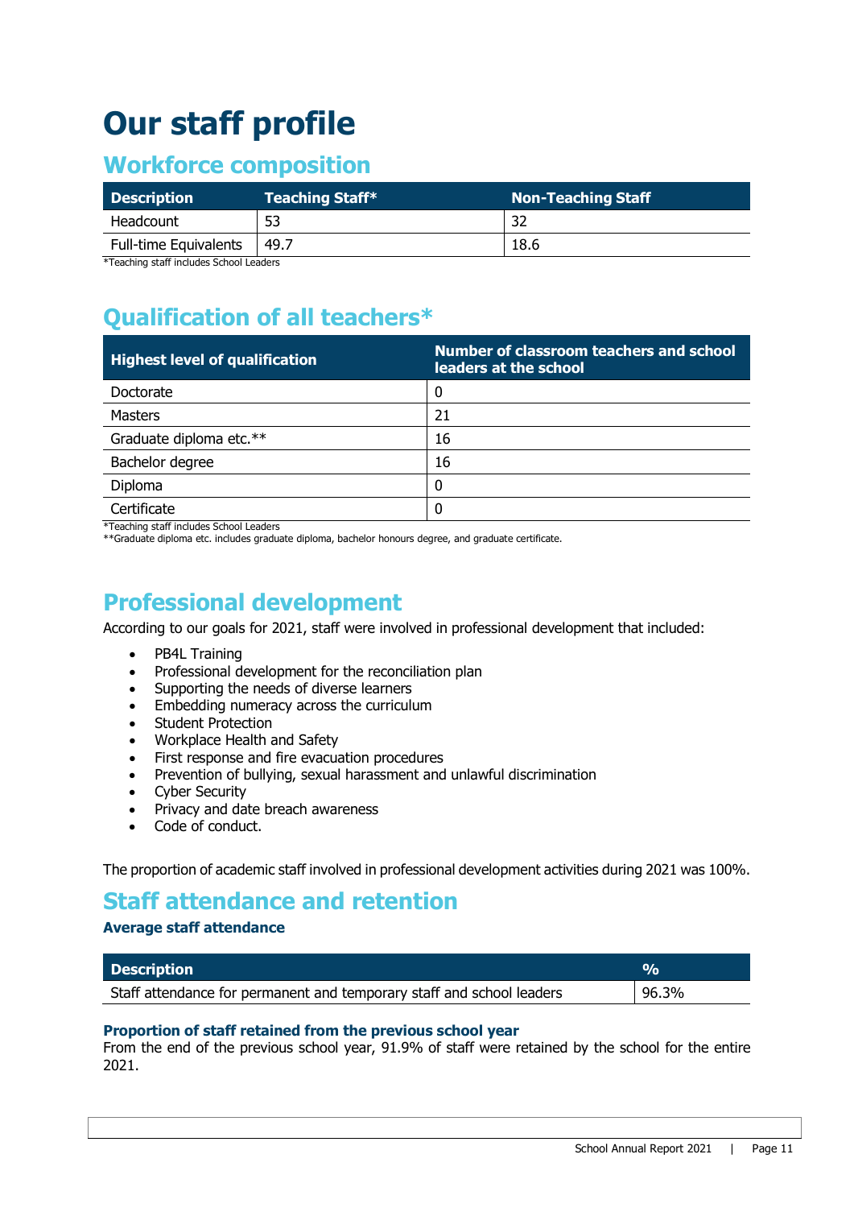# Our staff profile

## Workforce composition

| Description | Teaching Staff* | Non-Teaching Staff |
| --- | --- | --- |
| Headcount | 53 | 32 |
| Full-time Equivalents | 49.7 | 18.6 |

*Teaching staff includes School Leaders

## Qualification of all teachers*

| Highest level of qualification | Number of classroom teachers and school leaders at the school |
| --- | --- |
| Doctorate | 0 |
| Masters | 21 |
| Graduate diploma etc.** | 16 |
| Bachelor degree | 16 |
| Diploma | 0 |
| Certificate | 0 |

*Teaching staff includes School Leaders
**Graduate diploma etc. includes graduate diploma, bachelor honours degree, and graduate certificate.

## Professional development

According to our goals for 2021, staff were involved in professional development that included:

- PB4L Training
- Professional development for the reconciliation plan
- Supporting the needs of diverse learners
- Embedding numeracy across the curriculum
- Student Protection
- Workplace Health and Safety
- First response and fire evacuation procedures
- Prevention of bullying, sexual harassment and unlawful discrimination
- Cyber Security
- Privacy and date breach awareness
- Code of conduct.

The proportion of academic staff involved in professional development activities during 2021 was 100%.

## Staff attendance and retention

### Average staff attendance

| Description | % |
| --- | --- |
| Staff attendance for permanent and temporary staff and school leaders | 96.3% |

### Proportion of staff retained from the previous school year

From the end of the previous school year, 91.9% of staff were retained by the school for the entire 2021.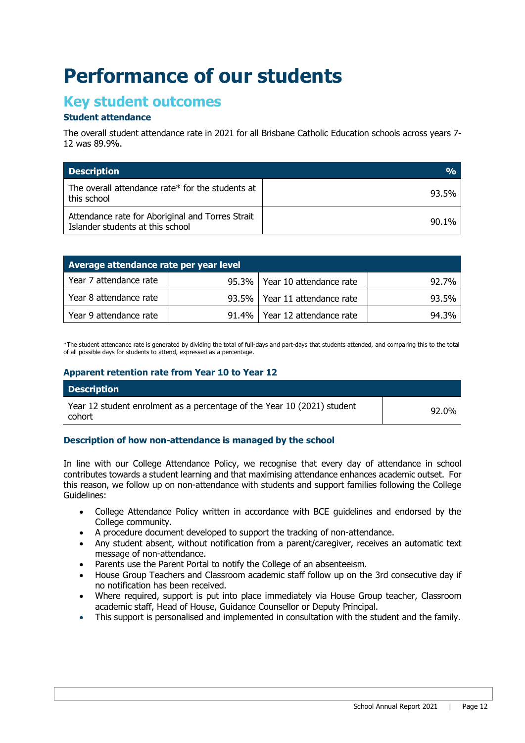# Performance of our students

## Key student outcomes

### Student attendance

The overall student attendance rate in 2021 for all Brisbane Catholic Education schools across years 7-12 was 89.9%.

| Description | % |
|---|---|
| The overall attendance rate* for the students at this school | 93.5% |
| Attendance rate for Aboriginal and Torres Strait Islander students at this school | 90.1% |

| Average attendance rate per year level | | | |
|---|---|---|---|
| Year 7 attendance rate | 95.3% | Year 10 attendance rate | 92.7% |
| Year 8 attendance rate | 93.5% | Year 11 attendance rate | 93.5% |
| Year 9 attendance rate | 91.4% | Year 12 attendance rate | 94.3% |

*The student attendance rate is generated by dividing the total of full-days and part-days that students attended, and comparing this to the total of all possible days for students to attend, expressed as a percentage.

### Apparent retention rate from Year 10 to Year 12

| Description | |
|---|---|
| Year 12 student enrolment as a percentage of the Year 10 (2021) student cohort | 92.0% |

### Description of how non-attendance is managed by the school

In line with our College Attendance Policy, we recognise that every day of attendance in school contributes towards a student learning and that maximising attendance enhances academic outset. For this reason, we follow up on non-attendance with students and support families following the College Guidelines:

- College Attendance Policy written in accordance with BCE guidelines and endorsed by the College community.
- A procedure document developed to support the tracking of non-attendance.
- Any student absent, without notification from a parent/caregiver, receives an automatic text message of non-attendance.
- Parents use the Parent Portal to notify the College of an absenteeism.
- House Group Teachers and Classroom academic staff follow up on the 3rd consecutive day if no notification has been received.
- Where required, support is put into place immediately via House Group teacher, Classroom academic staff, Head of House, Guidance Counsellor or Deputy Principal.
- This support is personalised and implemented in consultation with the student and the family.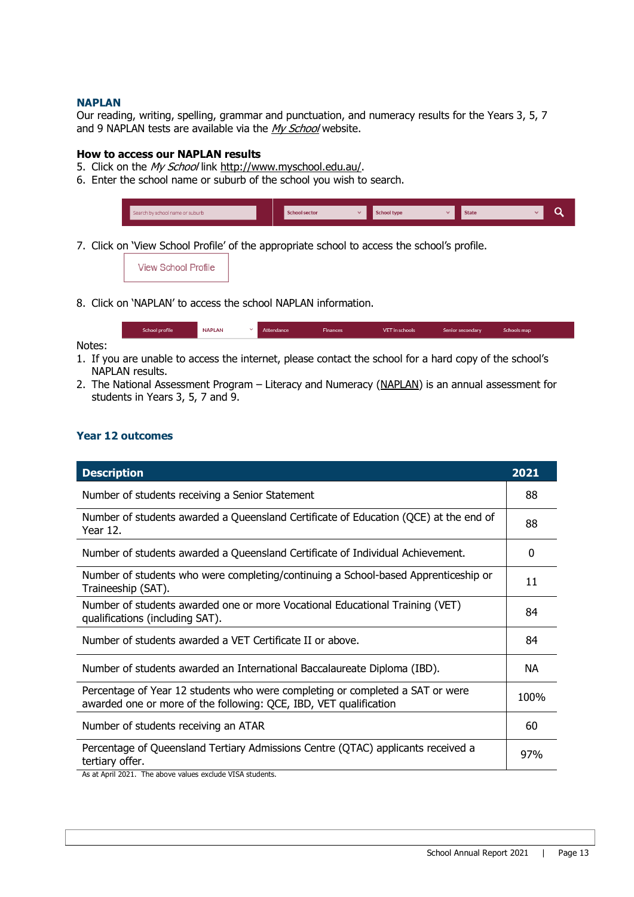### NAPLAN

Our reading, writing, spelling, grammar and punctuation, and numeracy results for the Years 3, 5, 7 and 9 NAPLAN tests are available via the *My School* website.

**How to access our NAPLAN results**

5. Click on the *My School* link http://www.myschool.edu.au/.
6. Enter the school name or suburb of the school you wish to search.

Search by school name or suburb | School sector | School type | State

7. Click on 'View School Profile' of the appropriate school to access the school's profile.

View School Profile

8. Click on 'NAPLAN' to access the school NAPLAN information.

School profile | NAPLAN | Attendance | Finances | VET in schools | Senior secondary | Schools map

Notes:

1. If you are unable to access the internet, please contact the school for a hard copy of the school's NAPLAN results.
2. The National Assessment Program – Literacy and Numeracy (NAPLAN) is an annual assessment for students in Years 3, 5, 7 and 9.

### Year 12 outcomes

| Description | 2021 |
|---|---|
| Number of students receiving a Senior Statement | 88 |
| Number of students awarded a Queensland Certificate of Education (QCE) at the end of Year 12. | 88 |
| Number of students awarded a Queensland Certificate of Individual Achievement. | 0 |
| Number of students who were completing/continuing a School-based Apprenticeship or Traineeship (SAT). | 11 |
| Number of students awarded one or more Vocational Educational Training (VET) qualifications (including SAT). | 84 |
| Number of students awarded a VET Certificate II or above. | 84 |
| Number of students awarded an International Baccalaureate Diploma (IBD). | NA |
| Percentage of Year 12 students who were completing or completed a SAT or were awarded one or more of the following: QCE, IBD, VET qualification | 100% |
| Number of students receiving an ATAR | 60 |
| Percentage of Queensland Tertiary Admissions Centre (QTAC) applicants received a tertiary offer. | 97% |

As at April 2021. The above values exclude VISA students.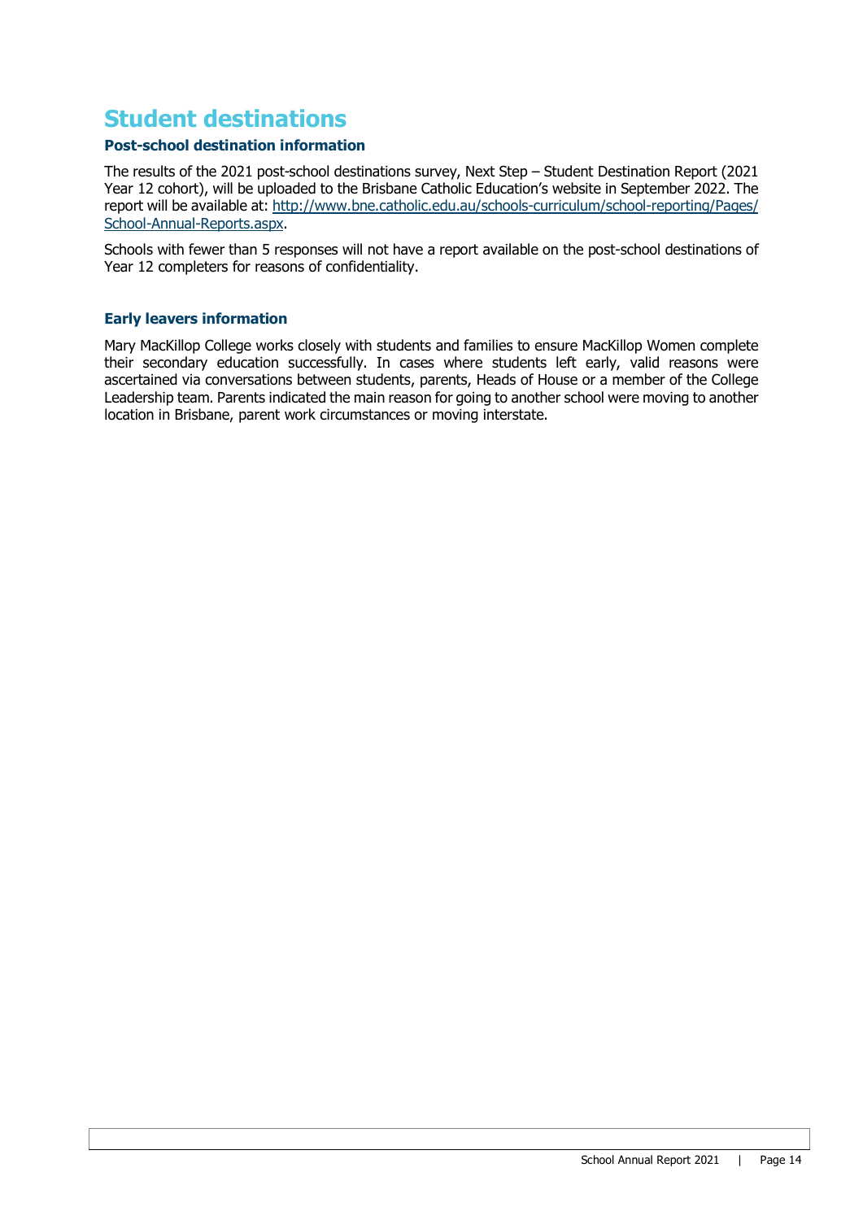# Student destinations

### Post-school destination information

The results of the 2021 post-school destinations survey, Next Step – Student Destination Report (2021 Year 12 cohort), will be uploaded to the Brisbane Catholic Education's website in September 2022. The report will be available at: [http://www.bne.catholic.edu.au/schools-curriculum/school-reporting/Pages/School-Annual-Reports.aspx](http://www.bne.catholic.edu.au/schools-curriculum/school-reporting/Pages/School-Annual-Reports.aspx).

Schools with fewer than 5 responses will not have a report available on the post-school destinations of Year 12 completers for reasons of confidentiality.

### Early leavers information

Mary MacKillop College works closely with students and families to ensure MacKillop Women complete their secondary education successfully. In cases where students left early, valid reasons were ascertained via conversations between students, parents, Heads of House or a member of the College Leadership team. Parents indicated the main reason for going to another school were moving to another location in Brisbane, parent work circumstances or moving interstate.